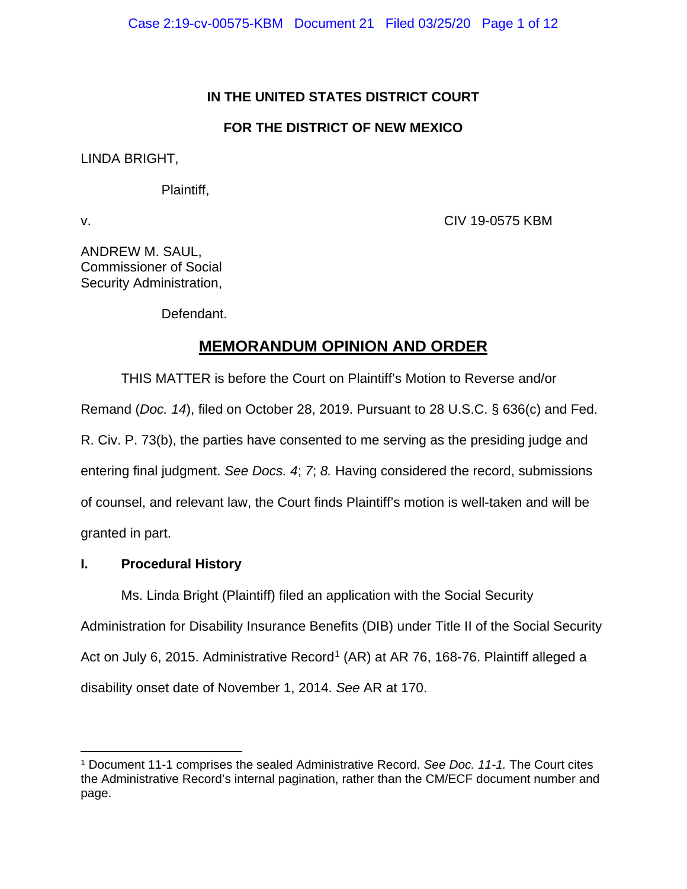**IN THE UNITED STATES DISTRICT COURT**

**FOR THE DISTRICT OF NEW MEXICO**

LINDA BRIGHT,

Plaintiff,

v. CIV 19-0575 KBM

ANDREW M. SAUL,
Commissioner of Social
Security Administration,

Defendant.

# MEMORANDUM OPINION AND ORDER

THIS MATTER is before the Court on Plaintiff's Motion to Reverse and/or Remand (*Doc. 14*), filed on October 28, 2019. Pursuant to 28 U.S.C. § 636(c) and Fed. R. Civ. P. 73(b), the parties have consented to me serving as the presiding judge and entering final judgment. *See Docs. 4*; *7*; *8.* Having considered the record, submissions of counsel, and relevant law, the Court finds Plaintiff's motion is well-taken and will be granted in part.

## I. Procedural History

Ms. Linda Bright (Plaintiff) filed an application with the Social Security Administration for Disability Insurance Benefits (DIB) under Title II of the Social Security Act on July 6, 2015. Administrative Record[1] (AR) at AR 76, 168-76. Plaintiff alleged a disability onset date of November 1, 2014. *See* AR at 170.

---

[1] Document 11-1 comprises the sealed Administrative Record. *See Doc. 11-1.* The Court cites the Administrative Record's internal pagination, rather than the CM/ECF document number and page.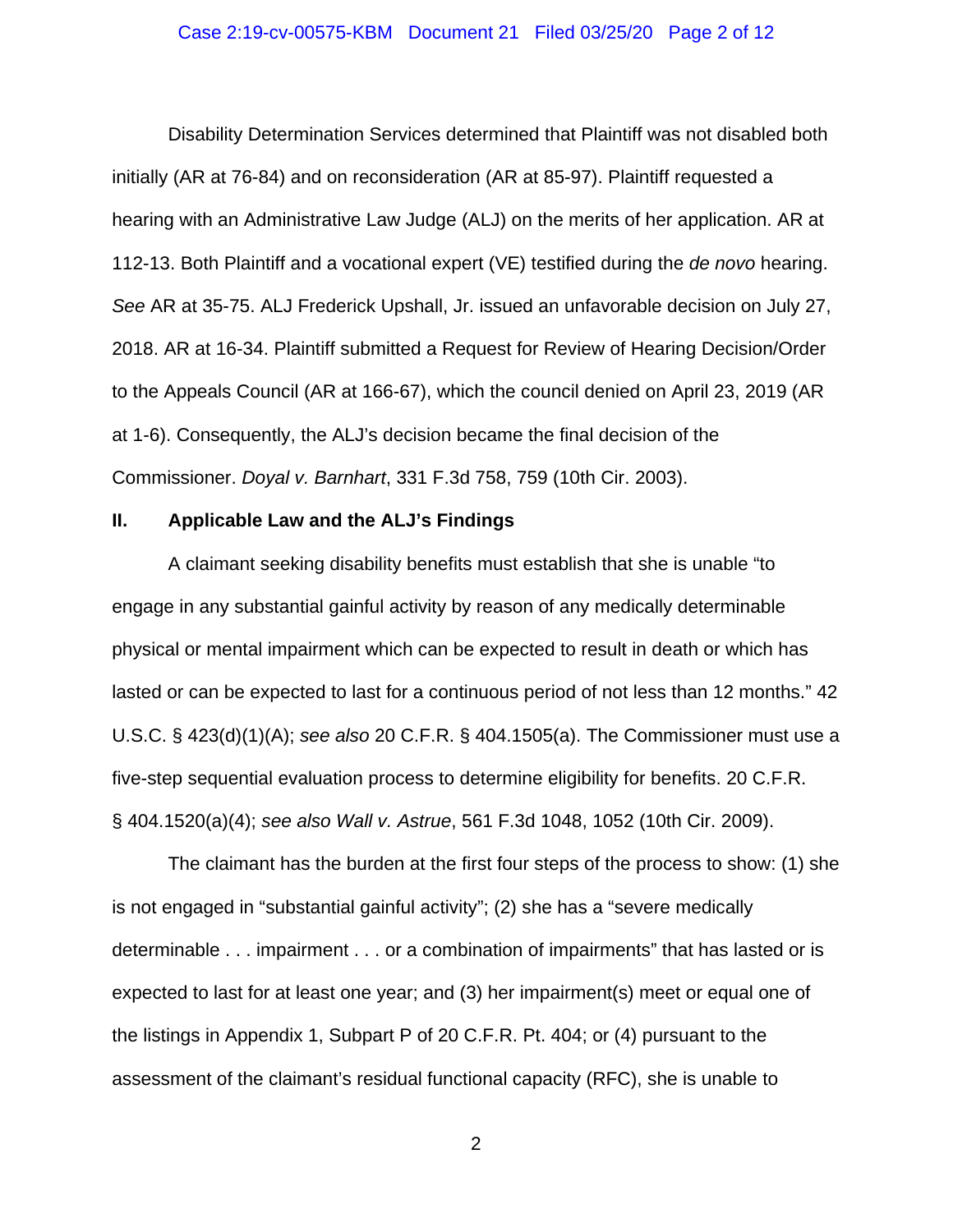Disability Determination Services determined that Plaintiff was not disabled both initially (AR at 76-84) and on reconsideration (AR at 85-97). Plaintiff requested a hearing with an Administrative Law Judge (ALJ) on the merits of her application. AR at 112-13. Both Plaintiff and a vocational expert (VE) testified during the *de novo* hearing. *See* AR at 35-75. ALJ Frederick Upshall, Jr. issued an unfavorable decision on July 27, 2018. AR at 16-34. Plaintiff submitted a Request for Review of Hearing Decision/Order to the Appeals Council (AR at 166-67), which the council denied on April 23, 2019 (AR at 1-6). Consequently, the ALJ's decision became the final decision of the Commissioner. *Doyal v. Barnhart*, 331 F.3d 758, 759 (10th Cir. 2003).

## II. Applicable Law and the ALJ's Findings

A claimant seeking disability benefits must establish that she is unable "to engage in any substantial gainful activity by reason of any medically determinable physical or mental impairment which can be expected to result in death or which has lasted or can be expected to last for a continuous period of not less than 12 months." 42 U.S.C. § 423(d)(1)(A); *see also* 20 C.F.R. § 404.1505(a). The Commissioner must use a five-step sequential evaluation process to determine eligibility for benefits. 20 C.F.R. § 404.1520(a)(4); *see also Wall v. Astrue*, 561 F.3d 1048, 1052 (10th Cir. 2009).

The claimant has the burden at the first four steps of the process to show: (1) she is not engaged in "substantial gainful activity"; (2) she has a "severe medically determinable . . . impairment . . . or a combination of impairments" that has lasted or is expected to last for at least one year; and (3) her impairment(s) meet or equal one of the listings in Appendix 1, Subpart P of 20 C.F.R. Pt. 404; or (4) pursuant to the assessment of the claimant's residual functional capacity (RFC), she is unable to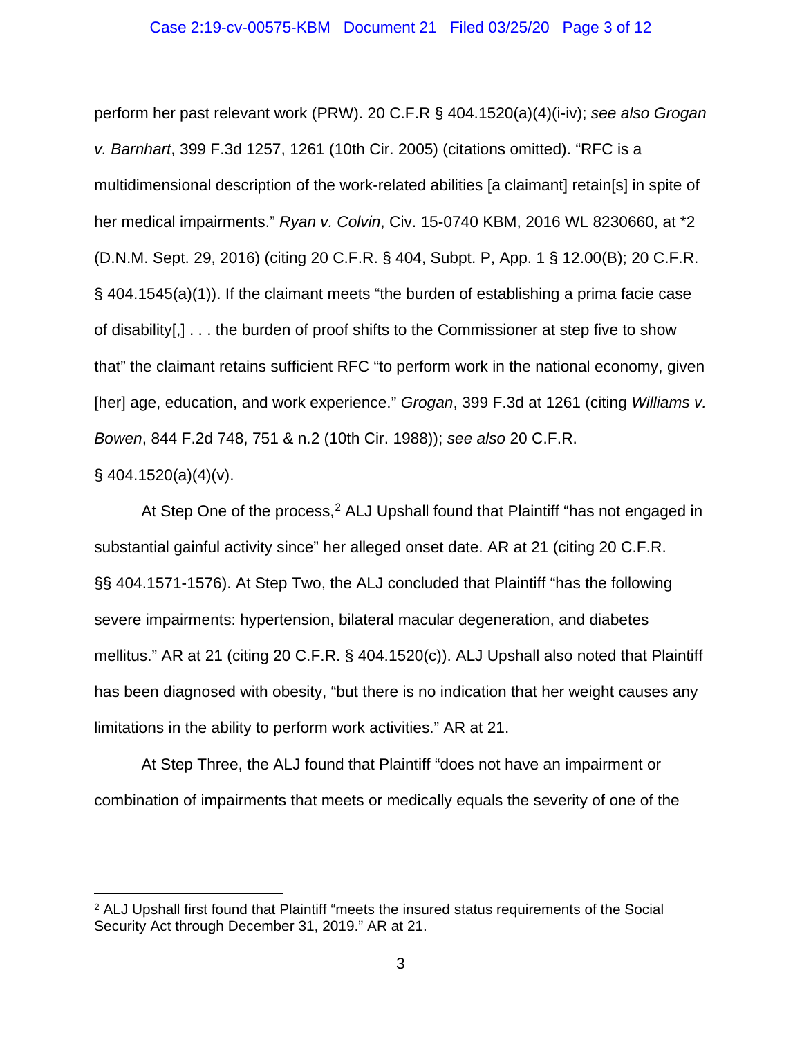perform her past relevant work (PRW). 20 C.F.R § 404.1520(a)(4)(i-iv); *see also Grogan v. Barnhart*, 399 F.3d 1257, 1261 (10th Cir. 2005) (citations omitted). "RFC is a multidimensional description of the work-related abilities [a claimant] retain[s] in spite of her medical impairments." *Ryan v. Colvin*, Civ. 15-0740 KBM, 2016 WL 8230660, at *2 (D.N.M. Sept. 29, 2016) (citing 20 C.F.R. § 404, Subpt. P, App. 1 § 12.00(B); 20 C.F.R. § 404.1545(a)(1)). If the claimant meets "the burden of establishing a prima facie case of disability[,] . . . the burden of proof shifts to the Commissioner at step five to show that" the claimant retains sufficient RFC "to perform work in the national economy, given [her] age, education, and work experience." *Grogan*, 399 F.3d at 1261 (citing *Williams v. Bowen*, 844 F.2d 748, 751 & n.2 (10th Cir. 1988)); *see also* 20 C.F.R. § 404.1520(a)(4)(v).

At Step One of the process,[2] ALJ Upshall found that Plaintiff "has not engaged in substantial gainful activity since" her alleged onset date. AR at 21 (citing 20 C.F.R. §§ 404.1571-1576). At Step Two, the ALJ concluded that Plaintiff "has the following severe impairments: hypertension, bilateral macular degeneration, and diabetes mellitus." AR at 21 (citing 20 C.F.R. § 404.1520(c)). ALJ Upshall also noted that Plaintiff has been diagnosed with obesity, "but there is no indication that her weight causes any limitations in the ability to perform work activities." AR at 21.

At Step Three, the ALJ found that Plaintiff "does not have an impairment or combination of impairments that meets or medically equals the severity of one of the

---

[2] ALJ Upshall first found that Plaintiff "meets the insured status requirements of the Social Security Act through December 31, 2019." AR at 21.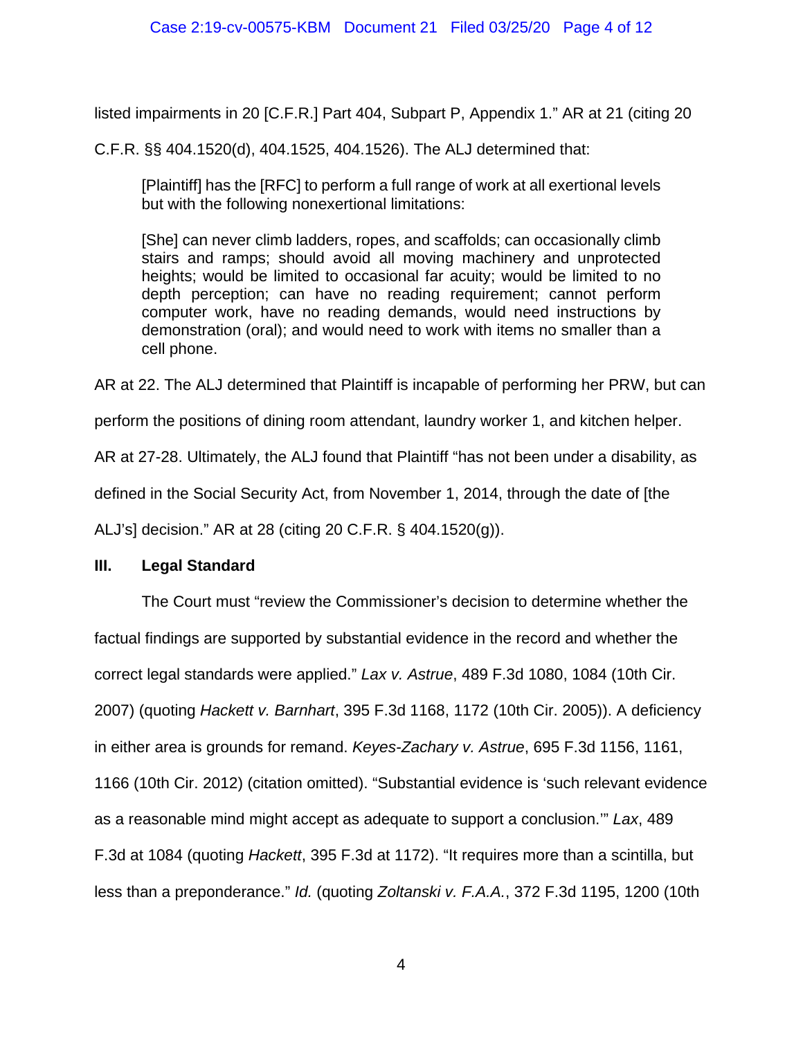listed impairments in 20 [C.F.R.] Part 404, Subpart P, Appendix 1." AR at 21 (citing 20 C.F.R. §§ 404.1520(d), 404.1525, 404.1526). The ALJ determined that:

> [Plaintiff] has the [RFC] to perform a full range of work at all exertional levels but with the following nonexertional limitations:
>
> [She] can never climb ladders, ropes, and scaffolds; can occasionally climb stairs and ramps; should avoid all moving machinery and unprotected heights; would be limited to occasional far acuity; would be limited to no depth perception; can have no reading requirement; cannot perform computer work, have no reading demands, would need instructions by demonstration (oral); and would need to work with items no smaller than a cell phone.

AR at 22. The ALJ determined that Plaintiff is incapable of performing her PRW, but can perform the positions of dining room attendant, laundry worker 1, and kitchen helper. AR at 27-28. Ultimately, the ALJ found that Plaintiff "has not been under a disability, as defined in the Social Security Act, from November 1, 2014, through the date of [the ALJ's] decision." AR at 28 (citing 20 C.F.R. § 404.1520(g)).

## III. Legal Standard

The Court must "review the Commissioner's decision to determine whether the factual findings are supported by substantial evidence in the record and whether the correct legal standards were applied." *Lax v. Astrue*, 489 F.3d 1080, 1084 (10th Cir. 2007) (quoting *Hackett v. Barnhart*, 395 F.3d 1168, 1172 (10th Cir. 2005)). A deficiency in either area is grounds for remand. *Keyes-Zachary v. Astrue*, 695 F.3d 1156, 1161, 1166 (10th Cir. 2012) (citation omitted). "Substantial evidence is 'such relevant evidence as a reasonable mind might accept as adequate to support a conclusion.'" *Lax*, 489 F.3d at 1084 (quoting *Hackett*, 395 F.3d at 1172). "It requires more than a scintilla, but less than a preponderance." *Id.* (quoting *Zoltanski v. F.A.A.*, 372 F.3d 1195, 1200 (10th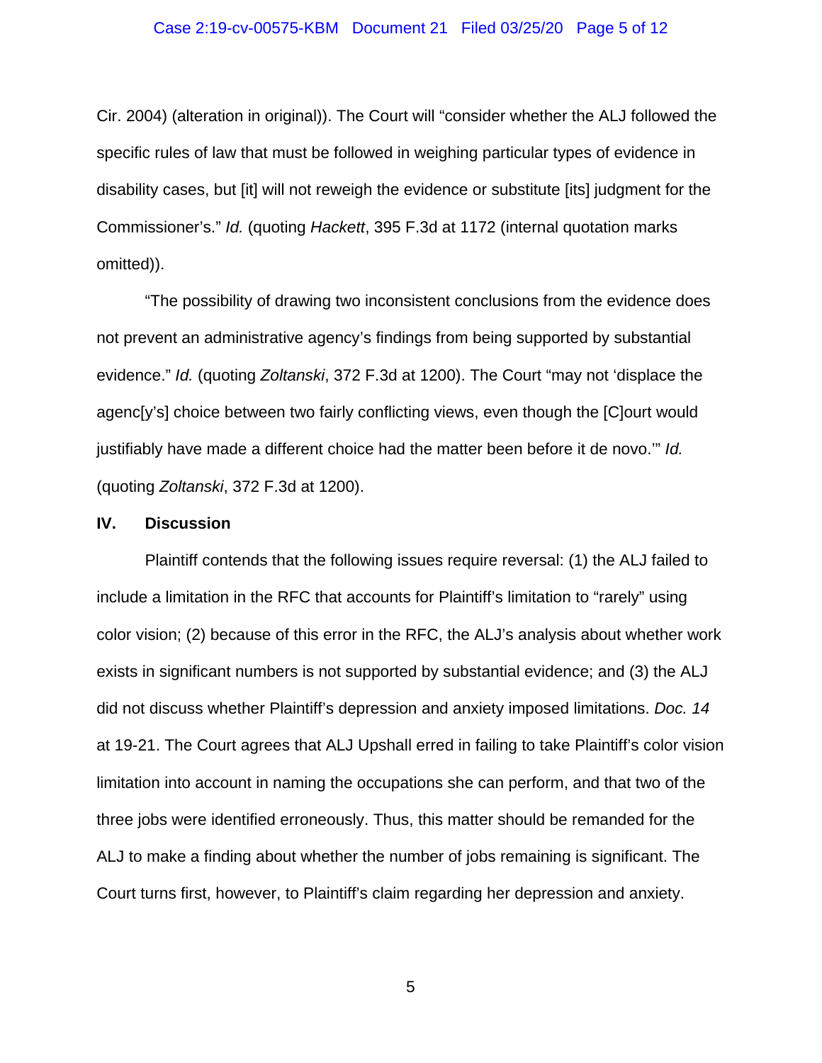Cir. 2004) (alteration in original)). The Court will "consider whether the ALJ followed the specific rules of law that must be followed in weighing particular types of evidence in disability cases, but [it] will not reweigh the evidence or substitute [its] judgment for the Commissioner's." *Id.* (quoting *Hackett*, 395 F.3d at 1172 (internal quotation marks omitted)).

"The possibility of drawing two inconsistent conclusions from the evidence does not prevent an administrative agency's findings from being supported by substantial evidence." *Id.* (quoting *Zoltanski*, 372 F.3d at 1200). The Court "may not 'displace the agenc[y's] choice between two fairly conflicting views, even though the [C]ourt would justifiably have made a different choice had the matter been before it de novo.'" *Id.* (quoting *Zoltanski*, 372 F.3d at 1200).

## IV. Discussion

Plaintiff contends that the following issues require reversal: (1) the ALJ failed to include a limitation in the RFC that accounts for Plaintiff's limitation to "rarely" using color vision; (2) because of this error in the RFC, the ALJ's analysis about whether work exists in significant numbers is not supported by substantial evidence; and (3) the ALJ did not discuss whether Plaintiff's depression and anxiety imposed limitations. *Doc. 14* at 19-21. The Court agrees that ALJ Upshall erred in failing to take Plaintiff's color vision limitation into account in naming the occupations she can perform, and that two of the three jobs were identified erroneously. Thus, this matter should be remanded for the ALJ to make a finding about whether the number of jobs remaining is significant. The Court turns first, however, to Plaintiff's claim regarding her depression and anxiety.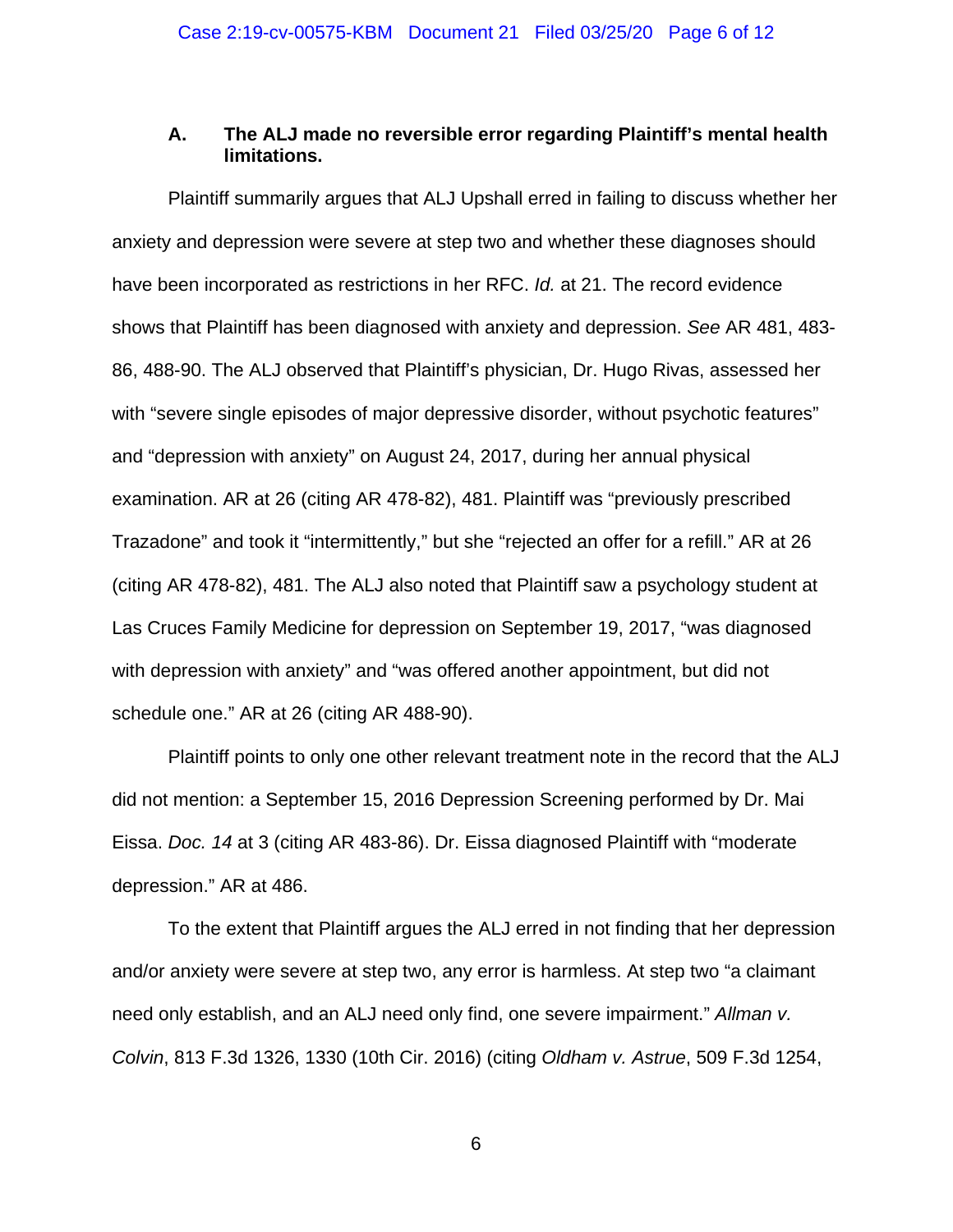### A. The ALJ made no reversible error regarding Plaintiff's mental health limitations.

Plaintiff summarily argues that ALJ Upshall erred in failing to discuss whether her anxiety and depression were severe at step two and whether these diagnoses should have been incorporated as restrictions in her RFC. *Id.* at 21. The record evidence shows that Plaintiff has been diagnosed with anxiety and depression. *See* AR 481, 483-86, 488-90. The ALJ observed that Plaintiff's physician, Dr. Hugo Rivas, assessed her with "severe single episodes of major depressive disorder, without psychotic features" and "depression with anxiety" on August 24, 2017, during her annual physical examination. AR at 26 (citing AR 478-82), 481. Plaintiff was "previously prescribed Trazadone" and took it "intermittently," but she "rejected an offer for a refill." AR at 26 (citing AR 478-82), 481. The ALJ also noted that Plaintiff saw a psychology student at Las Cruces Family Medicine for depression on September 19, 2017, "was diagnosed with depression with anxiety" and "was offered another appointment, but did not schedule one." AR at 26 (citing AR 488-90).

Plaintiff points to only one other relevant treatment note in the record that the ALJ did not mention: a September 15, 2016 Depression Screening performed by Dr. Mai Eissa. *Doc. 14* at 3 (citing AR 483-86). Dr. Eissa diagnosed Plaintiff with "moderate depression." AR at 486.

To the extent that Plaintiff argues the ALJ erred in not finding that her depression and/or anxiety were severe at step two, any error is harmless. At step two "a claimant need only establish, and an ALJ need only find, one severe impairment." *Allman v. Colvin*, 813 F.3d 1326, 1330 (10th Cir. 2016) (citing *Oldham v. Astrue*, 509 F.3d 1254,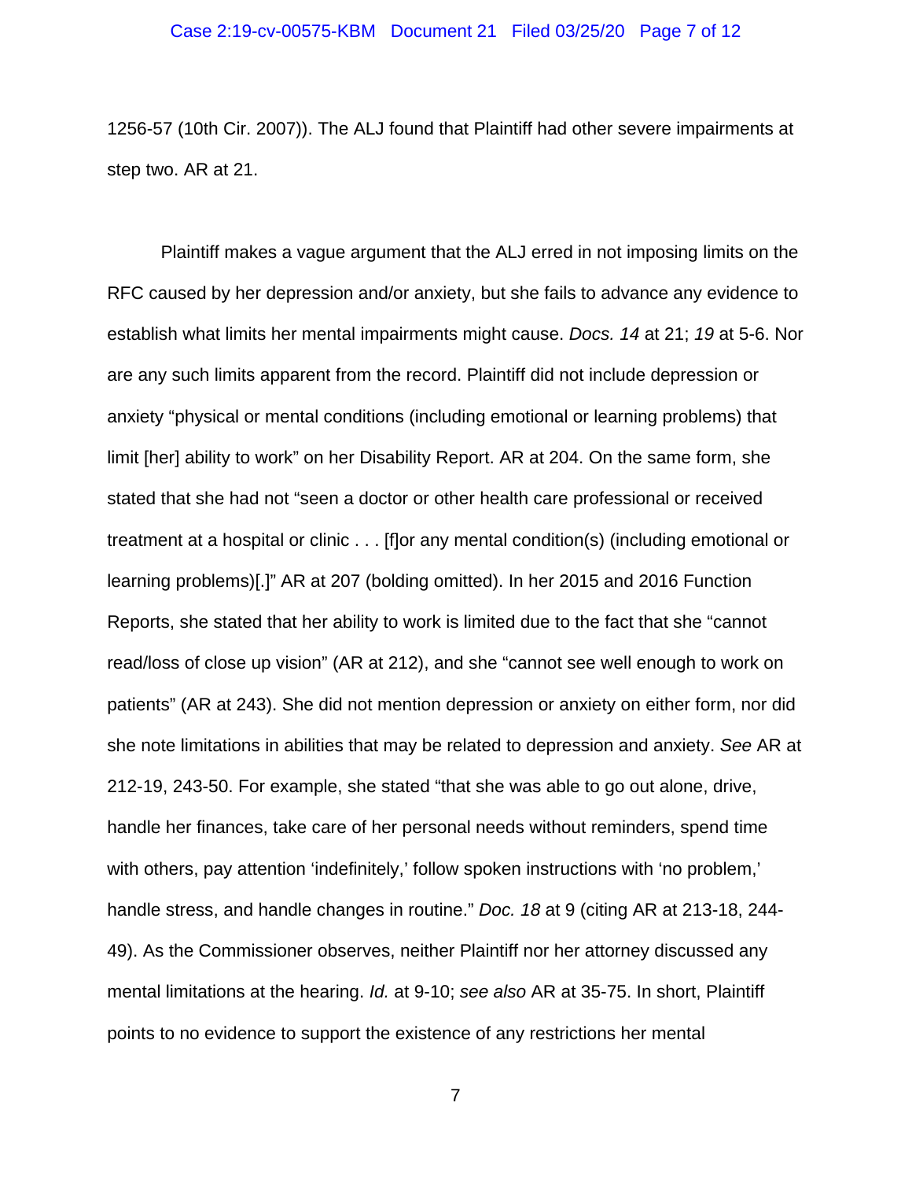1256-57 (10th Cir. 2007)). The ALJ found that Plaintiff had other severe impairments at step two. AR at 21.

Plaintiff makes a vague argument that the ALJ erred in not imposing limits on the RFC caused by her depression and/or anxiety, but she fails to advance any evidence to establish what limits her mental impairments might cause. *Docs. 14* at 21; *19* at 5-6. Nor are any such limits apparent from the record. Plaintiff did not include depression or anxiety "physical or mental conditions (including emotional or learning problems) that limit [her] ability to work" on her Disability Report. AR at 204. On the same form, she stated that she had not "seen a doctor or other health care professional or received treatment at a hospital or clinic . . . [f]or any mental condition(s) (including emotional or learning problems)[.]" AR at 207 (bolding omitted). In her 2015 and 2016 Function Reports, she stated that her ability to work is limited due to the fact that she "cannot read/loss of close up vision" (AR at 212), and she "cannot see well enough to work on patients" (AR at 243). She did not mention depression or anxiety on either form, nor did she note limitations in abilities that may be related to depression and anxiety. *See* AR at 212-19, 243-50. For example, she stated "that she was able to go out alone, drive, handle her finances, take care of her personal needs without reminders, spend time with others, pay attention 'indefinitely,' follow spoken instructions with 'no problem,' handle stress, and handle changes in routine." *Doc. 18* at 9 (citing AR at 213-18, 244-49). As the Commissioner observes, neither Plaintiff nor her attorney discussed any mental limitations at the hearing. *Id.* at 9-10; *see also* AR at 35-75. In short, Plaintiff points to no evidence to support the existence of any restrictions her mental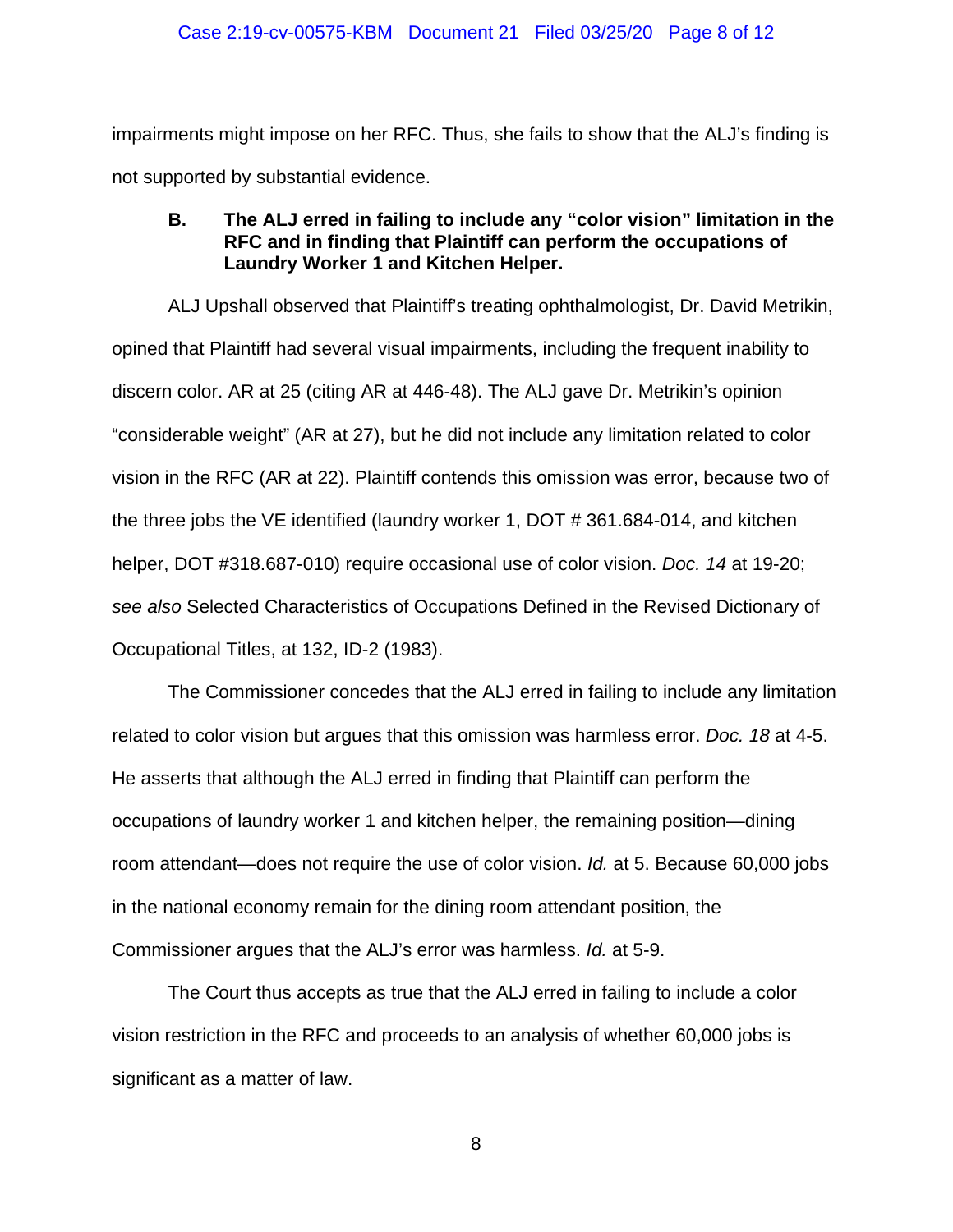impairments might impose on her RFC. Thus, she fails to show that the ALJ's finding is not supported by substantial evidence.

**B. The ALJ erred in failing to include any "color vision" limitation in the RFC and in finding that Plaintiff can perform the occupations of Laundry Worker 1 and Kitchen Helper.**

ALJ Upshall observed that Plaintiff's treating ophthalmologist, Dr. David Metrikin, opined that Plaintiff had several visual impairments, including the frequent inability to discern color. AR at 25 (citing AR at 446-48). The ALJ gave Dr. Metrikin's opinion "considerable weight" (AR at 27), but he did not include any limitation related to color vision in the RFC (AR at 22). Plaintiff contends this omission was error, because two of the three jobs the VE identified (laundry worker 1, DOT # 361.684-014, and kitchen helper, DOT #318.687-010) require occasional use of color vision. *Doc. 14* at 19-20; *see also* Selected Characteristics of Occupations Defined in the Revised Dictionary of Occupational Titles, at 132, ID-2 (1983).

The Commissioner concedes that the ALJ erred in failing to include any limitation related to color vision but argues that this omission was harmless error. *Doc. 18* at 4-5. He asserts that although the ALJ erred in finding that Plaintiff can perform the occupations of laundry worker 1 and kitchen helper, the remaining position—dining room attendant—does not require the use of color vision. *Id.* at 5. Because 60,000 jobs in the national economy remain for the dining room attendant position, the Commissioner argues that the ALJ's error was harmless. *Id.* at 5-9.

The Court thus accepts as true that the ALJ erred in failing to include a color vision restriction in the RFC and proceeds to an analysis of whether 60,000 jobs is significant as a matter of law.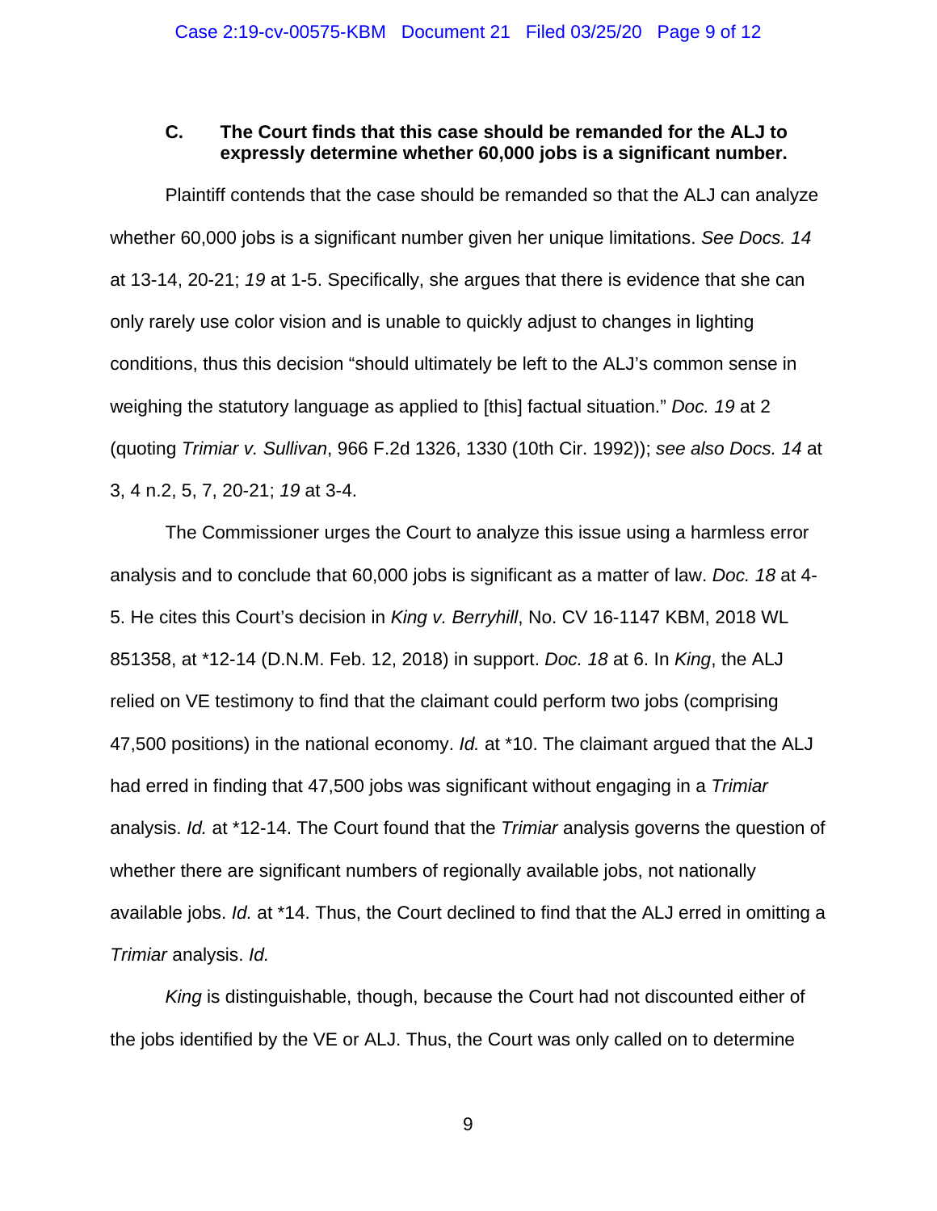### C. The Court finds that this case should be remanded for the ALJ to expressly determine whether 60,000 jobs is a significant number.

Plaintiff contends that the case should be remanded so that the ALJ can analyze whether 60,000 jobs is a significant number given her unique limitations. *See Docs. 14* at 13-14, 20-21; *19* at 1-5. Specifically, she argues that there is evidence that she can only rarely use color vision and is unable to quickly adjust to changes in lighting conditions, thus this decision "should ultimately be left to the ALJ's common sense in weighing the statutory language as applied to [this] factual situation." *Doc. 19* at 2 (quoting *Trimiar v. Sullivan*, 966 F.2d 1326, 1330 (10th Cir. 1992)); *see also Docs. 14* at 3, 4 n.2, 5, 7, 20-21; *19* at 3-4.

The Commissioner urges the Court to analyze this issue using a harmless error analysis and to conclude that 60,000 jobs is significant as a matter of law. *Doc. 18* at 4-5. He cites this Court's decision in *King v. Berryhill*, No. CV 16-1147 KBM, 2018 WL 851358, at *12-14 (D.N.M. Feb. 12, 2018) in support. *Doc. 18* at 6. In *King*, the ALJ relied on VE testimony to find that the claimant could perform two jobs (comprising 47,500 positions) in the national economy. *Id.* at *10. The claimant argued that the ALJ had erred in finding that 47,500 jobs was significant without engaging in a *Trimiar* analysis. *Id.* at *12-14. The Court found that the *Trimiar* analysis governs the question of whether there are significant numbers of regionally available jobs, not nationally available jobs. *Id.* at *14. Thus, the Court declined to find that the ALJ erred in omitting a *Trimiar* analysis. *Id.*

*King* is distinguishable, though, because the Court had not discounted either of the jobs identified by the VE or ALJ. Thus, the Court was only called on to determine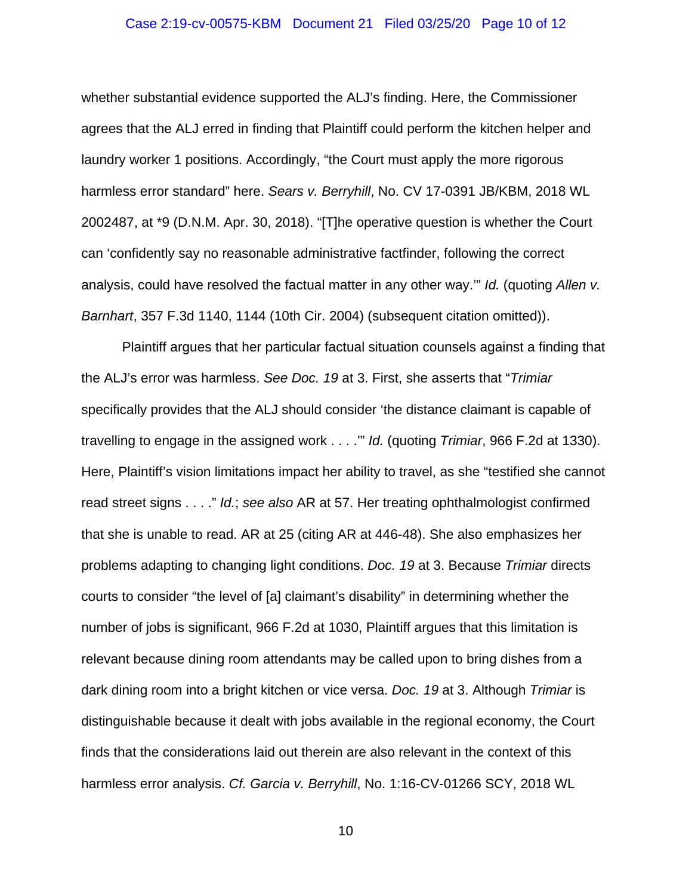whether substantial evidence supported the ALJ's finding. Here, the Commissioner agrees that the ALJ erred in finding that Plaintiff could perform the kitchen helper and laundry worker 1 positions. Accordingly, "the Court must apply the more rigorous harmless error standard" here. *Sears v. Berryhill*, No. CV 17-0391 JB/KBM, 2018 WL 2002487, at *9 (D.N.M. Apr. 30, 2018). "[T]he operative question is whether the Court can 'confidently say no reasonable administrative factfinder, following the correct analysis, could have resolved the factual matter in any other way.'" *Id.* (quoting *Allen v. Barnhart*, 357 F.3d 1140, 1144 (10th Cir. 2004) (subsequent citation omitted)).

Plaintiff argues that her particular factual situation counsels against a finding that the ALJ's error was harmless. *See Doc. 19* at 3. First, she asserts that "*Trimiar* specifically provides that the ALJ should consider 'the distance claimant is capable of travelling to engage in the assigned work . . . .'" *Id.* (quoting *Trimiar*, 966 F.2d at 1330). Here, Plaintiff's vision limitations impact her ability to travel, as she "testified she cannot read street signs . . . ." *Id.*; *see also* AR at 57. Her treating ophthalmologist confirmed that she is unable to read. AR at 25 (citing AR at 446-48). She also emphasizes her problems adapting to changing light conditions. *Doc. 19* at 3. Because *Trimiar* directs courts to consider "the level of [a] claimant's disability" in determining whether the number of jobs is significant, 966 F.2d at 1030, Plaintiff argues that this limitation is relevant because dining room attendants may be called upon to bring dishes from a dark dining room into a bright kitchen or vice versa. *Doc. 19* at 3. Although *Trimiar* is distinguishable because it dealt with jobs available in the regional economy, the Court finds that the considerations laid out therein are also relevant in the context of this harmless error analysis. *Cf. Garcia v. Berryhill*, No. 1:16-CV-01266 SCY, 2018 WL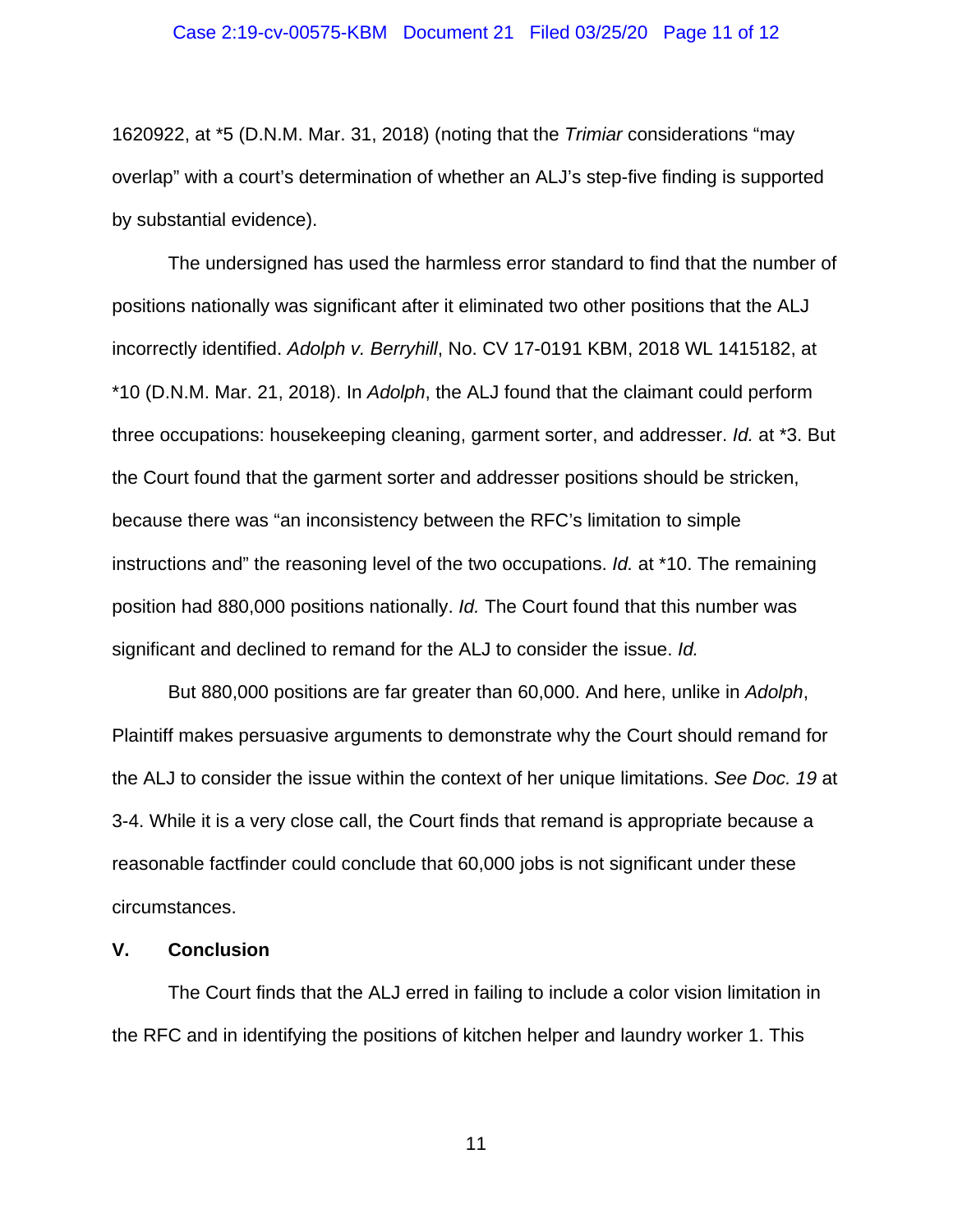1620922, at *5 (D.N.M. Mar. 31, 2018) (noting that the *Trimiar* considerations "may overlap" with a court's determination of whether an ALJ's step-five finding is supported by substantial evidence).

The undersigned has used the harmless error standard to find that the number of positions nationally was significant after it eliminated two other positions that the ALJ incorrectly identified. *Adolph v. Berryhill*, No. CV 17-0191 KBM, 2018 WL 1415182, at *10 (D.N.M. Mar. 21, 2018). In *Adolph*, the ALJ found that the claimant could perform three occupations: housekeeping cleaning, garment sorter, and addresser. *Id.* at *3. But the Court found that the garment sorter and addresser positions should be stricken, because there was "an inconsistency between the RFC's limitation to simple instructions and" the reasoning level of the two occupations. *Id.* at *10. The remaining position had 880,000 positions nationally. *Id.* The Court found that this number was significant and declined to remand for the ALJ to consider the issue. *Id.*

But 880,000 positions are far greater than 60,000. And here, unlike in *Adolph*, Plaintiff makes persuasive arguments to demonstrate why the Court should remand for the ALJ to consider the issue within the context of her unique limitations. *See Doc. 19* at 3-4. While it is a very close call, the Court finds that remand is appropriate because a reasonable factfinder could conclude that 60,000 jobs is not significant under these circumstances.

## V. Conclusion

The Court finds that the ALJ erred in failing to include a color vision limitation in the RFC and in identifying the positions of kitchen helper and laundry worker 1. This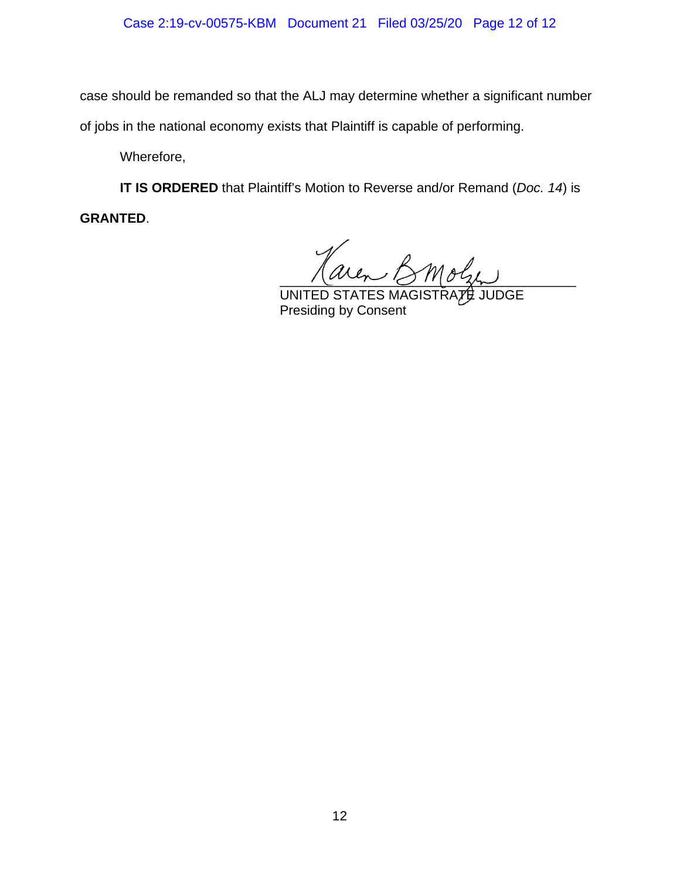case should be remanded so that the ALJ may determine whether a significant number of jobs in the national economy exists that Plaintiff is capable of performing.

Wherefore,

**IT IS ORDERED** that Plaintiff's Motion to Reverse and/or Remand (*Doc. 14*) is **GRANTED**.

UNITED STATES MAGISTRATE JUDGE
Presiding by Consent